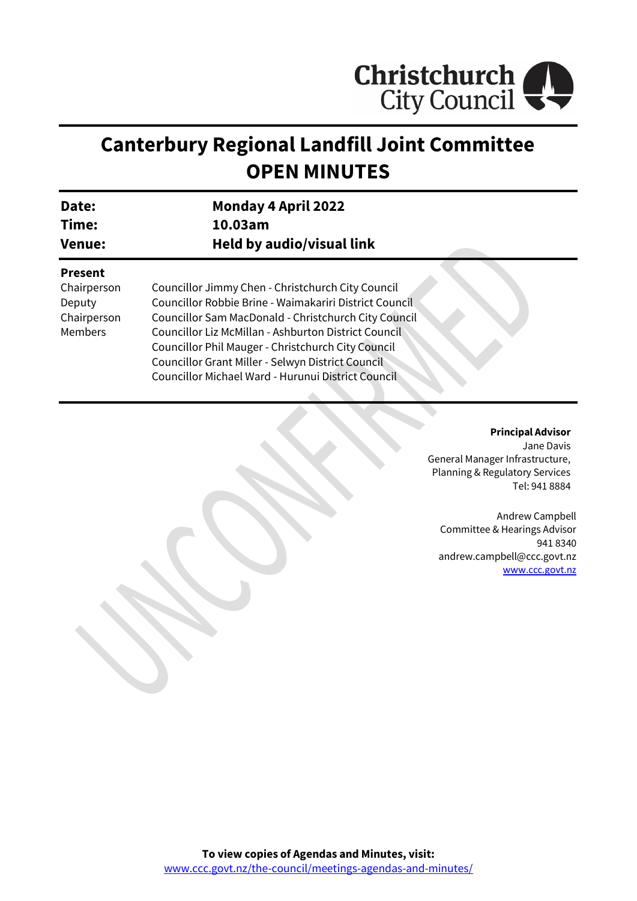# Canterbury Regional Landfill Joint Committee OPEN MINUTES

| | |
|---|---|
| **Date:** | **Monday 4 April 2022** |
| **Time:** | **10.03am** |
| **Venue:** | **Held by audio/visual link** |

**Present**

| | |
|---|---|
| Chairperson | Councillor Jimmy Chen - Christchurch City Council |
| Deputy | Councillor Robbie Brine - Waimakariri District Council |
| Chairperson | Councillor Sam MacDonald - Christchurch City Council |
| Members | Councillor Liz McMillan - Ashburton District Council |
| | Councillor Phil Mauger - Christchurch City Council |
| | Councillor Grant Miller - Selwyn District Council |
| | Councillor Michael Ward - Hurunui District Council |

**Principal Advisor**
Jane Davis
General Manager Infrastructure,
Planning & Regulatory Services
Tel: 941 8884

Andrew Campbell
Committee & Hearings Advisor
941 8340
andrew.campbell@ccc.govt.nz
www.ccc.govt.nz

**To view copies of Agendas and Minutes, visit:**
www.ccc.govt.nz/the-council/meetings-agendas-and-minutes/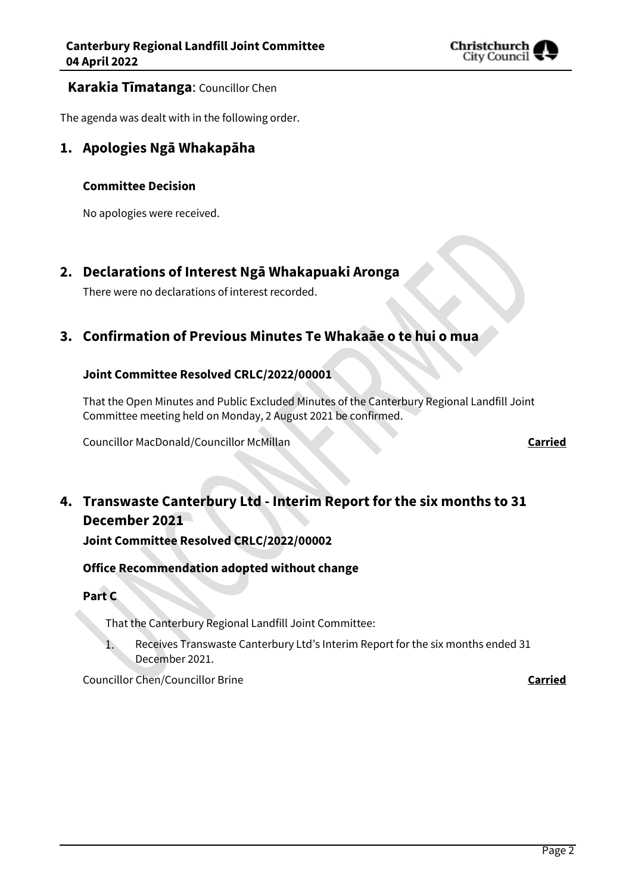**Karakia Tīmatanga**: Councillor Chen

The agenda was dealt with in the following order.

## 1. Apologies Ngā Whakapāha

### Committee Decision

No apologies were received.

## 2. Declarations of Interest Ngā Whakapuaki Aronga

There were no declarations of interest recorded.

## 3. Confirmation of Previous Minutes Te Whakaāe o te hui o mua

### Joint Committee Resolved CRLC/2022/00001

That the Open Minutes and Public Excluded Minutes of the Canterbury Regional Landfill Joint Committee meeting held on Monday, 2 August 2021 be confirmed.

Councillor MacDonald/Councillor McMillan **Carried**

## 4. Transwaste Canterbury Ltd - Interim Report for the six months to 31 December 2021

### Joint Committee Resolved CRLC/2022/00002

### Office Recommendation adopted without change

### Part C

That the Canterbury Regional Landfill Joint Committee:

1. Receives Transwaste Canterbury Ltd's Interim Report for the six months ended 31 December 2021.

Councillor Chen/Councillor Brine **Carried**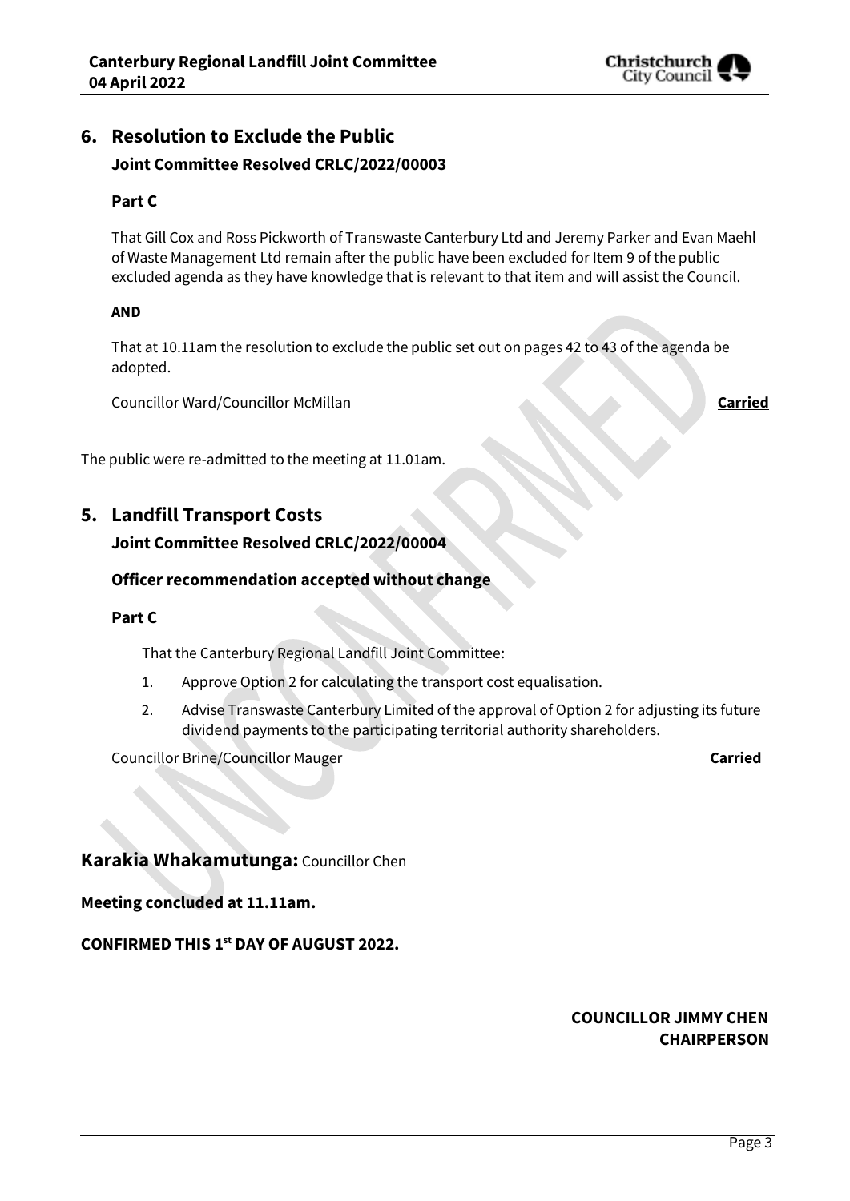## 6. Resolution to Exclude the Public

### Joint Committee Resolved CRLC/2022/00003

#### Part C

That Gill Cox and Ross Pickworth of Transwaste Canterbury Ltd and Jeremy Parker and Evan Maehl of Waste Management Ltd remain after the public have been excluded for Item 9 of the public excluded agenda as they have knowledge that is relevant to that item and will assist the Council.

**AND**

That at 10.11am the resolution to exclude the public set out on pages 42 to 43 of the agenda be adopted.

Councillor Ward/Councillor McMillan **Carried**

The public were re-admitted to the meeting at 11.01am.

## 5. Landfill Transport Costs

### Joint Committee Resolved CRLC/2022/00004

#### Officer recommendation accepted without change

#### Part C

That the Canterbury Regional Landfill Joint Committee:

1. Approve Option 2 for calculating the transport cost equalisation.
2. Advise Transwaste Canterbury Limited of the approval of Option 2 for adjusting its future dividend payments to the participating territorial authority shareholders.

Councillor Brine/Councillor Mauger **Carried**

**Karakia Whakamutunga:** Councillor Chen

**Meeting concluded at 11.11am.**

**CONFIRMED THIS 1st DAY OF AUGUST 2022.**

**COUNCILLOR JIMMY CHEN**
**CHAIRPERSON**